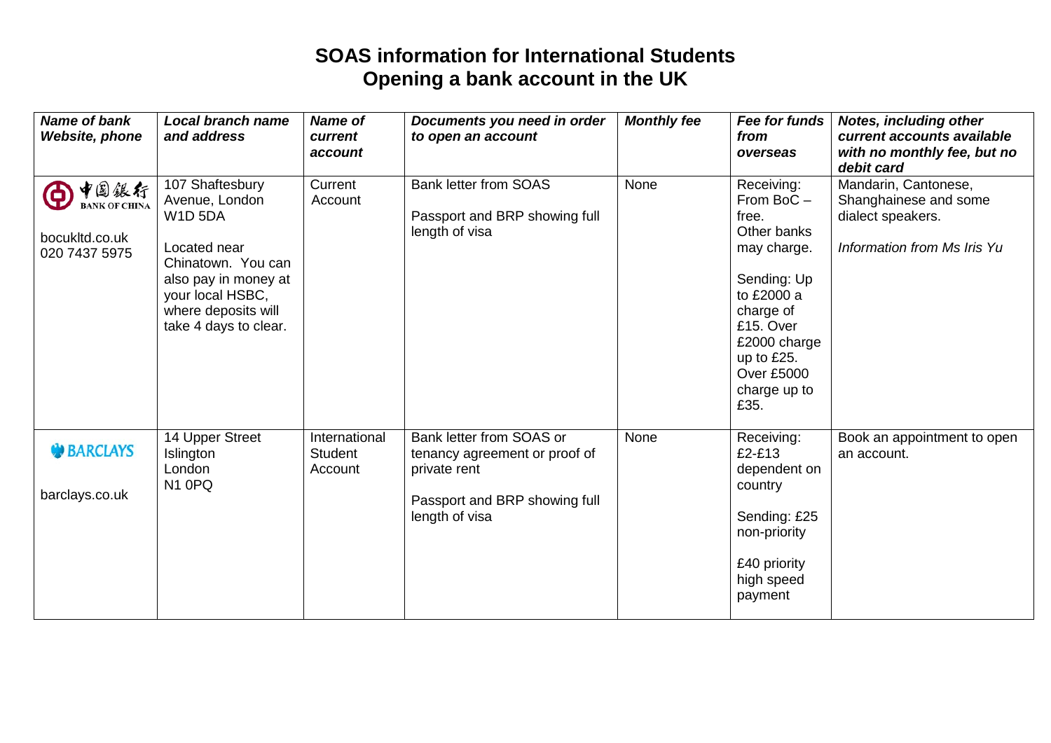# SOAS information for International Students
# Opening a bank account in the UK

| *Name of bank Website, phone* | *Local branch name and address* | *Name of current account* | *Documents you need in order to open an account* | *Monthly fee* | *Fee for funds from overseas* | *Notes, including other current accounts available with no monthly fee, but no debit card* |
| --- | --- | --- | --- | --- | --- | --- |
| 中国银行 BANK OF CHINA<br><br>bocukltd.co.uk<br>020 7437 5975 | 107 Shaftesbury Avenue, London W1D 5DA<br><br>Located near Chinatown. You can also pay in money at your local HSBC, where deposits will take 4 days to clear. | Current Account | Bank letter from SOAS<br><br>Passport and BRP showing full length of visa | None | Receiving: From BoC – free. Other banks may charge.<br><br>Sending: Up to £2000 a charge of £15. Over £2000 charge up to £25. Over £5000 charge up to £35. | Mandarin, Cantonese, Shanghainese and some dialect speakers.<br><br>*Information from Ms Iris Yu* |
| BARCLAYS<br><br>barclays.co.uk | 14 Upper Street<br>Islington<br>London<br>N1 0PQ | International Student Account | Bank letter from SOAS or tenancy agreement or proof of private rent<br><br>Passport and BRP showing full length of visa | None | Receiving: £2-£13 dependent on country<br><br>Sending: £25 non-priority<br><br>£40 priority high speed payment | Book an appointment to open an account. |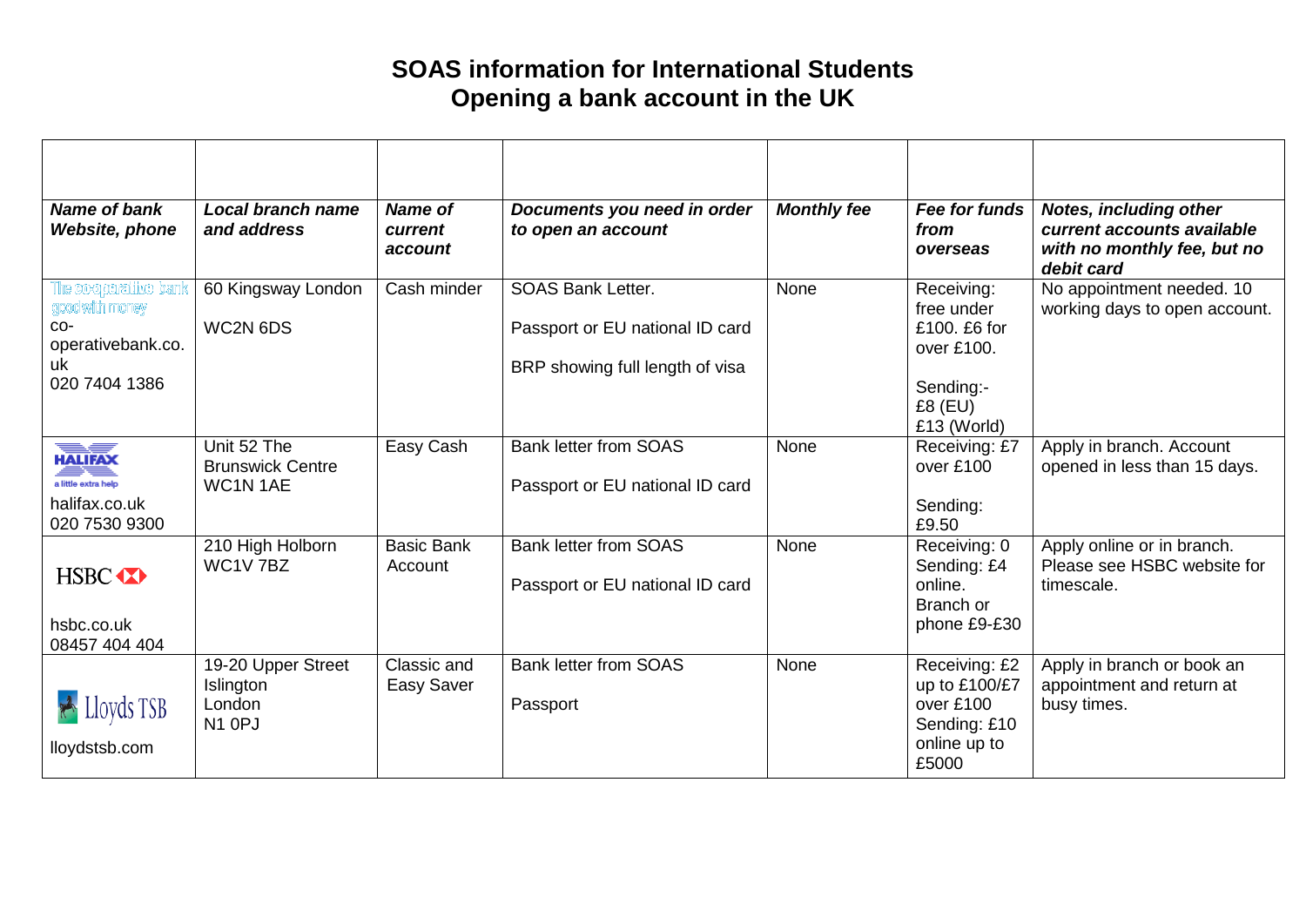# SOAS information for International Students
## Opening a bank account in the UK

| | | | | | | |
|---|---|---|---|---|---|---|
| ***Name of bank Website, phone*** | ***Local branch name and address*** | ***Name of current account*** | ***Documents you need in order to open an account*** | ***Monthly fee*** | ***Fee for funds from overseas*** | ***Notes, including other current accounts available with no monthly fee, but no debit card*** |
| The co-operative bank good with money co-operativebank.co.uk 020 7404 1386 | 60 Kingsway London WC2N 6DS | Cash minder | SOAS Bank Letter. Passport or EU national ID card BRP showing full length of visa | None | Receiving: free under £100. £6 for over £100. Sending:- £8 (EU) £13 (World) | No appointment needed. 10 working days to open account. |
| HALIFAX a little extra help halifax.co.uk 020 7530 9300 | Unit 52 The Brunswick Centre WC1N 1AE | Easy Cash | Bank letter from SOAS Passport or EU national ID card | None | Receiving: £7 over £100 Sending: £9.50 | Apply in branch. Account opened in less than 15 days. |
| HSBC hsbc.co.uk 08457 404 404 | 210 High Holborn WC1V 7BZ | Basic Bank Account | Bank letter from SOAS Passport or EU national ID card | None | Receiving: 0 Sending: £4 online. Branch or phone £9-£30 | Apply online or in branch. Please see HSBC website for timescale. |
| Lloyds TSB lloydstsb.com | 19-20 Upper Street Islington London N1 0PJ | Classic and Easy Saver | Bank letter from SOAS Passport | None | Receiving: £2 up to £100/£7 over £100 Sending: £10 online up to £5000 | Apply in branch or book an appointment and return at busy times. |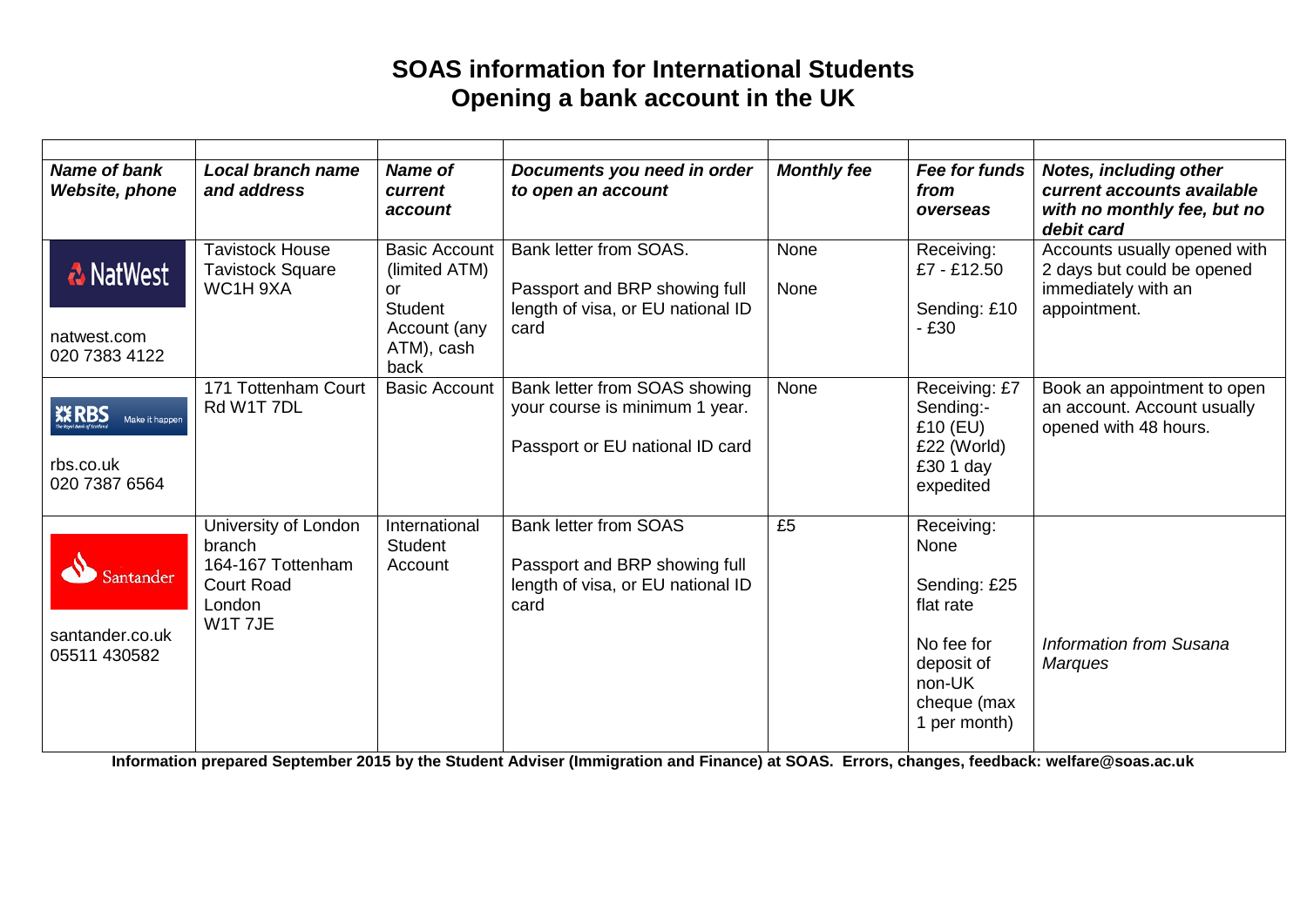# SOAS information for International Students
# Opening a bank account in the UK

| | | | | | | |
|---|---|---|---|---|---|---|
| ***Name of bank Website, phone*** | ***Local branch name and address*** | ***Name of current account*** | ***Documents you need in order to open an account*** | ***Monthly fee*** | ***Fee for funds from overseas*** | ***Notes, including other current accounts available with no monthly fee, but no debit card*** |
| NatWest<br>natwest.com<br>020 7383 4122 | Tavistock House Tavistock Square WC1H 9XA | Basic Account (limited ATM) or Student Account (any ATM), cash back | Bank letter from SOAS.<br><br>Passport and BRP showing full length of visa, or EU national ID card | None<br><br>None | Receiving: £7 - £12.50<br><br>Sending: £10 - £30 | Accounts usually opened with 2 days but could be opened immediately with an appointment. |
| RBS Make it happen<br>rbs.co.uk<br>020 7387 6564 | 171 Tottenham Court Rd W1T 7DL | Basic Account | Bank letter from SOAS showing your course is minimum 1 year.<br><br>Passport or EU national ID card | None | Receiving: £7<br>Sending:-<br>£10 (EU)<br>£22 (World)<br>£30 1 day expedited | Book an appointment to open an account. Account usually opened with 48 hours. |
| Santander<br>santander.co.uk<br>05511 430582 | University of London branch<br>164-167 Tottenham Court Road<br>London<br>W1T 7JE | International Student Account | Bank letter from SOAS<br><br>Passport and BRP showing full length of visa, or EU national ID card | £5 | Receiving: None<br><br>Sending: £25 flat rate<br><br>No fee for deposit of non-UK cheque (max 1 per month) | *Information from Susana Marques* |

**Information prepared September 2015 by the Student Adviser (Immigration and Finance) at SOAS. Errors, changes, feedback: welfare@soas.ac.uk**